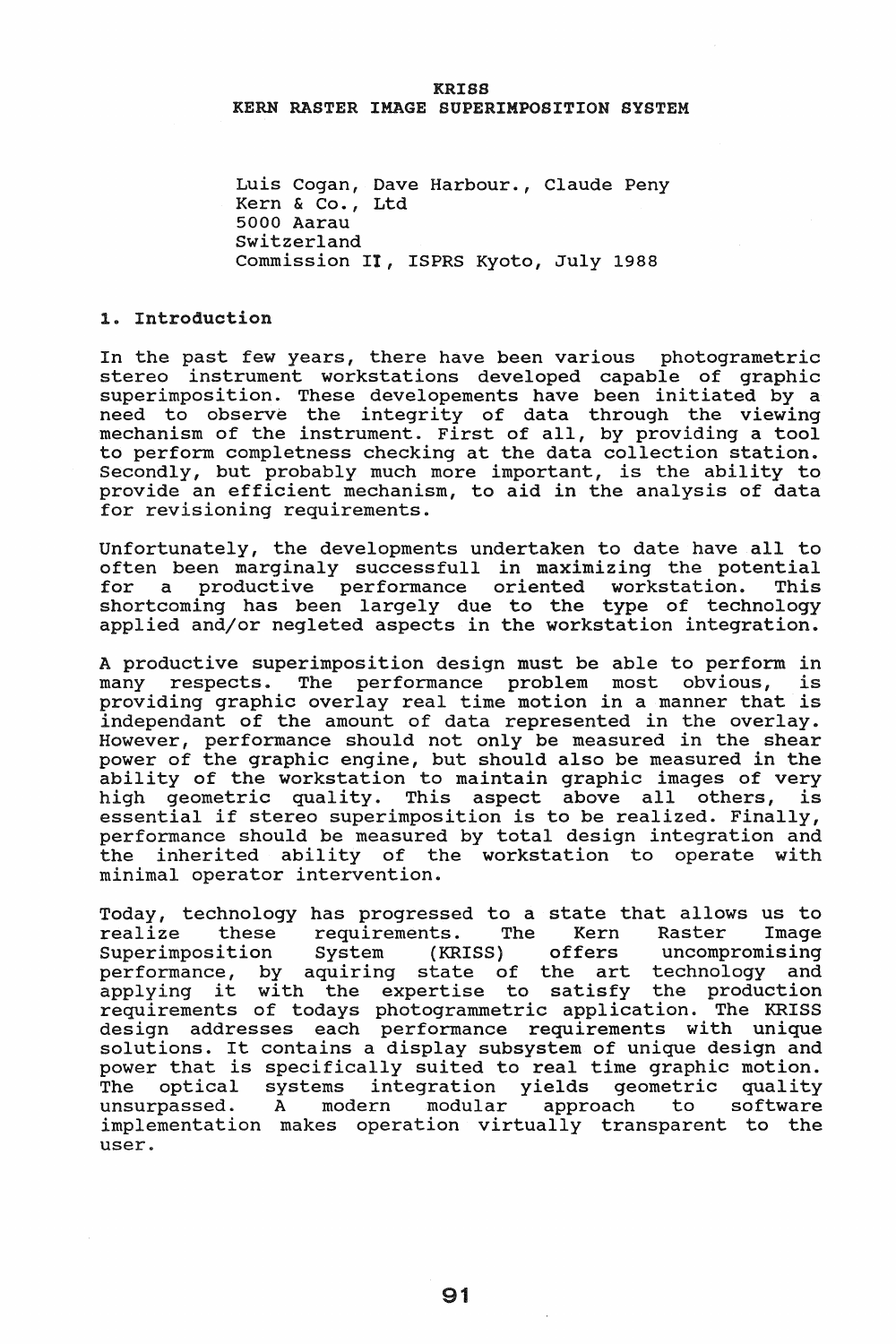# KRISS
# KERN RASTER IMAGE SUPERIMPOSITION SYSTEM

Luis Cogan, Dave Harbour., Claude Peny
Kern & Co., Ltd
5000 Aarau
Switzerland
Commission II, ISPRS Kyoto, July 1988

## 1. Introduction

In the past few years, there have been various photogrametric stereo instrument workstations developed capable of graphic superimposition. These developements have been initiated by a need to observe the integrity of data through the viewing mechanism of the instrument. First of all, by providing a tool to perform completness checking at the data collection station. Secondly, but probably much more important, is the ability to provide an efficient mechanism, to aid in the analysis of data for revisioning requirements.

Unfortunately, the developments undertaken to date have all to often been marginaly successfull in maximizing the potential for a productive performance oriented workstation. This shortcoming has been largely due to the type of technology applied and/or negleted aspects in the workstation integration.

A productive superimposition design must be able to perform in many respects. The performance problem most obvious, is providing graphic overlay real time motion in a manner that is independant of the amount of data represented in the overlay. However, performance should not only be measured in the shear power of the graphic engine, but should also be measured in the ability of the workstation to maintain graphic images of very high geometric quality. This aspect above all others, is essential if stereo superimposition is to be realized. Finally, performance should be measured by total design integration and the inherited ability of the workstation to operate with minimal operator intervention.

Today, technology has progressed to a state that allows us to realize these requirements. The Kern Raster Image Superimposition System (KRISS) offers uncompromising performance, by aquiring state of the art technology and applying it with the expertise to satisfy the production requirements of todays photogrammetric application. The KRISS design addresses each performance requirements with unique solutions. It contains a display subsystem of unique design and power that is specifically suited to real time graphic motion. The optical systems integration yields geometric quality unsurpassed. A modern modular approach to software implementation makes operation virtually transparent to the user.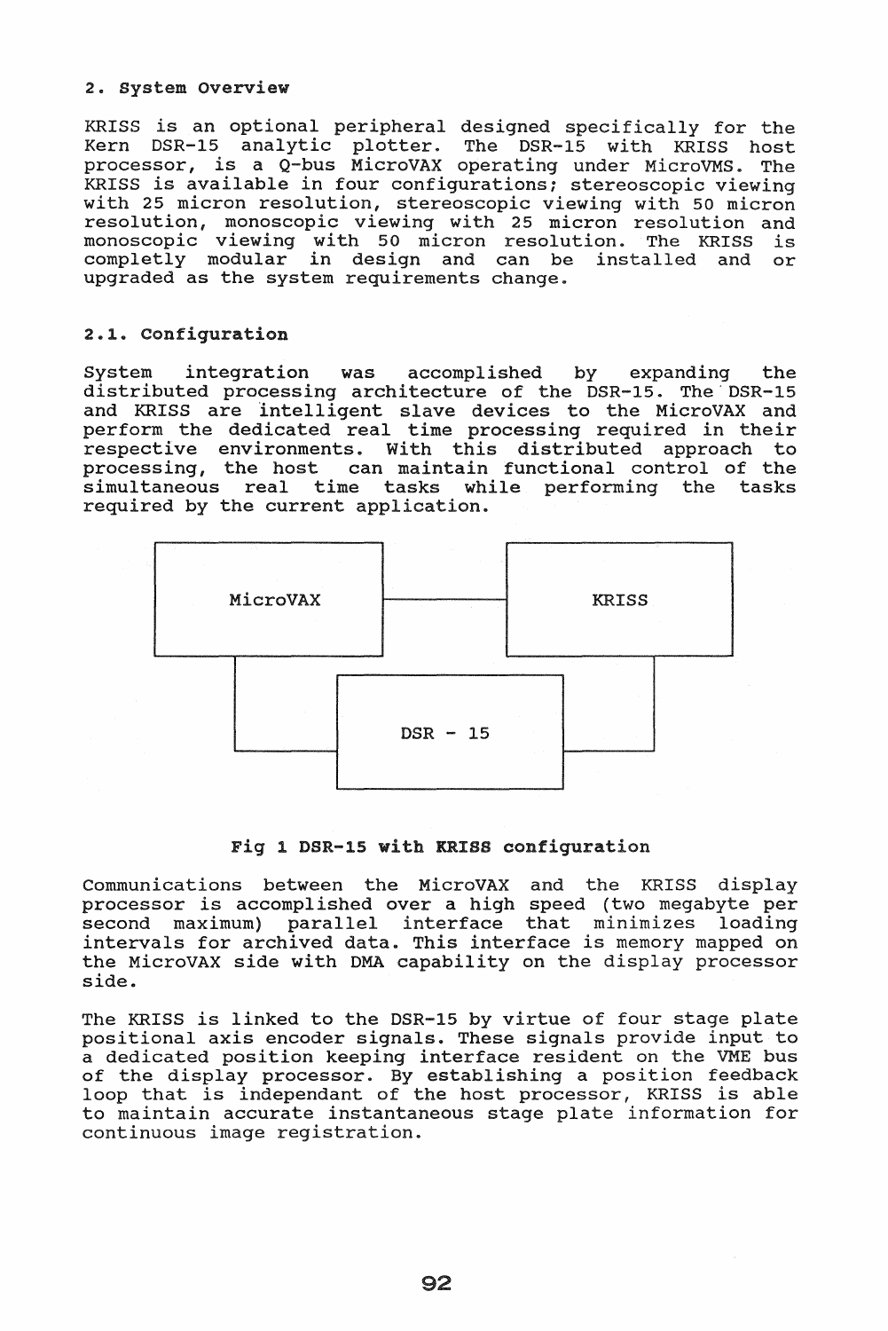## 2. System Overview

KRISS is an optional peripheral designed specifically for the Kern DSR-15 analytic plotter. The DSR-15 with KRISS host processor, is a Q-bus MicroVAX operating under MicroVMS. The KRISS is available in four configurations; stereoscopic viewing with 25 micron resolution, stereoscopic viewing with 50 micron resolution, monoscopic viewing with 25 micron resolution and monoscopic viewing with 50 micron resolution. The KRISS is completly modular in design and can be installed and or upgraded as the system requirements change.

### 2.1. Configuration

System integration was accomplished by expanding the distributed processing architecture of the DSR-15. The DSR-15 and KRISS are intelligent slave devices to the MicroVAX and perform the dedicated real time processing required in their respective environments. With this distributed approach to processing, the host can maintain functional control of the simultaneous real time tasks while performing the tasks required by the current application.

MicroVAX — KRISS

DSR - 15

**Fig 1 DSR-15 with KRISS configuration**

Communications between the MicroVAX and the KRISS display processor is accomplished over a high speed (two megabyte per second maximum) parallel interface that minimizes loading intervals for archived data. This interface is memory mapped on the MicroVAX side with DMA capability on the display processor side.

The KRISS is linked to the DSR-15 by virtue of four stage plate positional axis encoder signals. These signals provide input to a dedicated position keeping interface resident on the VME bus of the display processor. By establishing a position feedback loop that is independant of the host processor, KRISS is able to maintain accurate instantaneous stage plate information for continuous image registration.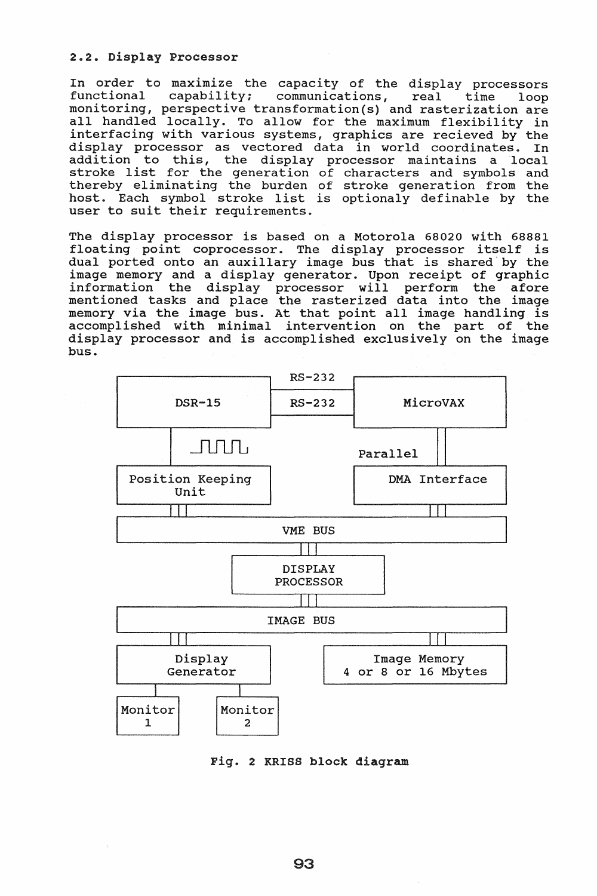### 2.2. Display Processor

In order to maximize the capacity of the display processors functional capability; communications, real time loop monitoring, perspective transformation(s) and rasterization are all handled locally. To allow for the maximum flexibility in interfacing with various systems, graphics are recieved by the display processor as vectored data in world coordinates. In addition to this, the display processor maintains a local stroke list for the generation of characters and symbols and thereby eliminating the burden of stroke generation from the host. Each symbol stroke list is optionaly definable by the user to suit their requirements.

The display processor is based on a Motorola 68020 with 68881 floating point coprocessor. The display processor itself is dual ported onto an auxillary image bus that is shared by the image memory and a display generator. Upon receipt of graphic information the display processor will perform the afore mentioned tasks and place the rasterized data into the image memory via the image bus. At that point all image handling is accomplished with minimal intervention on the part of the display processor and is accomplished exclusively on the image bus.

RS-232

DSR-15 | RS-232 | MicroVAX

Position Keeping Unit | Parallel | DMA Interface

VME BUS

DISPLAY PROCESSOR

IMAGE BUS

Display Generator | Image Memory 4 or 8 or 16 Mbytes

Monitor 1 | Monitor 2

**Fig. 2 KRISS block diagram**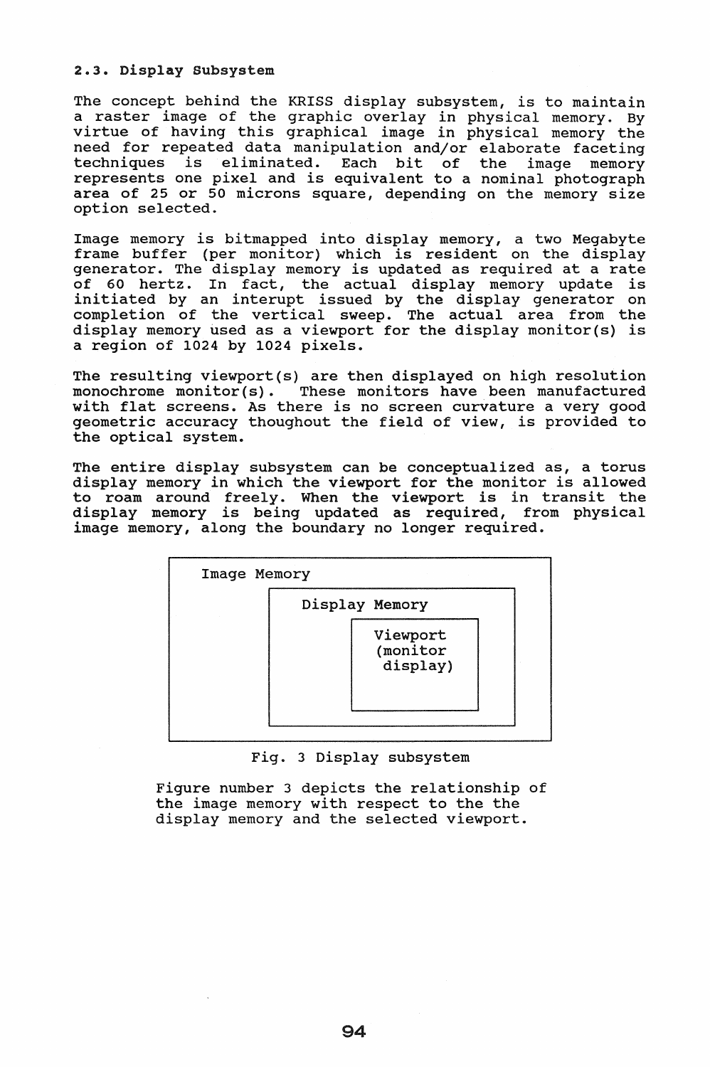### 2.3. Display Subsystem

The concept behind the KRISS display subsystem, is to maintain a raster image of the graphic overlay in physical memory. By virtue of having this graphical image in physical memory the need for repeated data manipulation and/or elaborate faceting techniques is eliminated. Each bit of the image memory represents one pixel and is equivalent to a nominal photograph area of 25 or 50 microns square, depending on the memory size option selected.

Image memory is bitmapped into display memory, a two Megabyte frame buffer (per monitor) which is resident on the display generator. The display memory is updated as required at a rate of 60 hertz. In fact, the actual display memory update is initiated by an interupt issued by the display generator on completion of the vertical sweep. The actual area from the display memory used as a viewport for the display monitor(s) is a region of 1024 by 1024 pixels.

The resulting viewport(s) are then displayed on high resolution monochrome monitor(s). These monitors have been manufactured with flat screens. As there is no screen curvature a very good geometric accuracy thoughout the field of view, is provided to the optical system.

The entire display subsystem can be conceptualized as, a torus display memory in which the viewport for the monitor is allowed to roam around freely. When the viewport is in transit the display memory is being updated as required, from physical image memory, along the boundary no longer required.

```
+--------------------------------------------+
| Image Memory                               |
|        +------------------------------+    |
|        | Display Memory               |    |
|        |          +-------------+     |    |
|        |          | Viewport    |     |    |
|        |          | (monitor    |     |    |
|        |          |  display)   |     |    |
|        |          +-------------+     |    |
|        +------------------------------+    |
+--------------------------------------------+
```

Fig. 3 Display subsystem

Figure number 3 depicts the relationship of the image memory with respect to the the display memory and the selected viewport.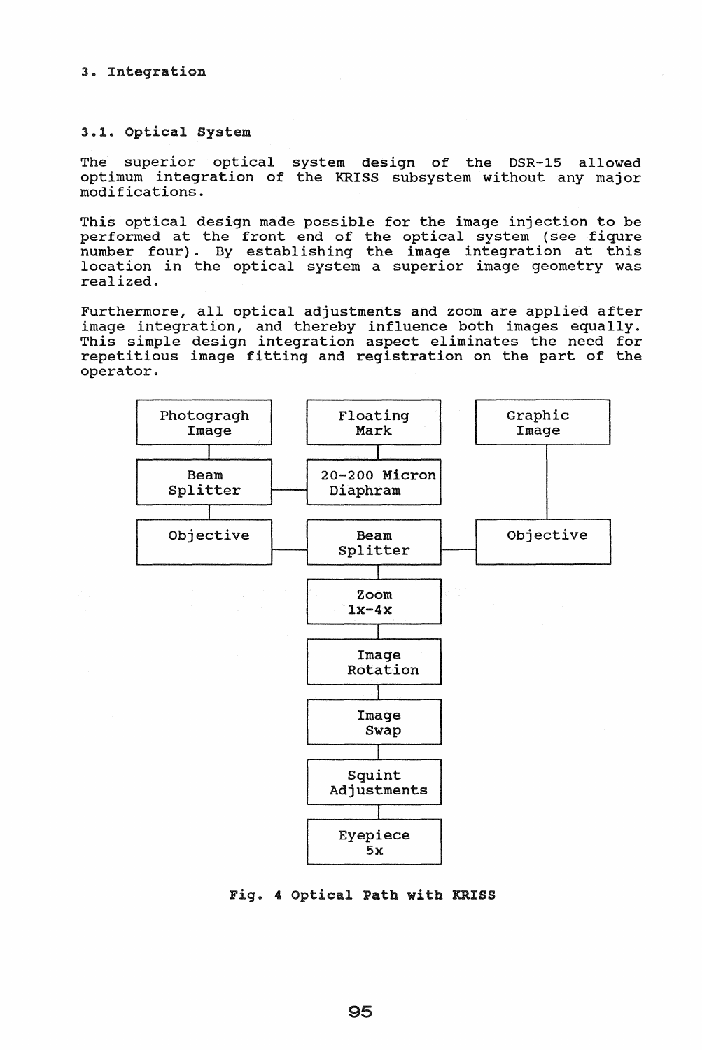## 3. Integration

### 3.1. Optical System

The superior optical system design of the DSR-15 allowed optimum integration of the KRISS subsystem without any major modifications.

This optical design made possible for the image injection to be performed at the front end of the optical system (see fiqure number four). By establishing the image integration at this location in the optical system a superior image geometry was realized.

Furthermore, all optical adjustments and zoom are applied after image integration, and thereby influence both images equally. This simple design integration aspect eliminates the need for repetitious image fitting and registration on the part of the operator.

Photogragh Image

Floating Mark

Graphic Image

Beam Splitter

20-200 Micron Diaphram

Objective

Beam Splitter

Objective

Zoom 1x-4x

Image Rotation

Image Swap

Squint Adjustments

Eyepiece 5x

Fig. 4 Optical Path with KRISS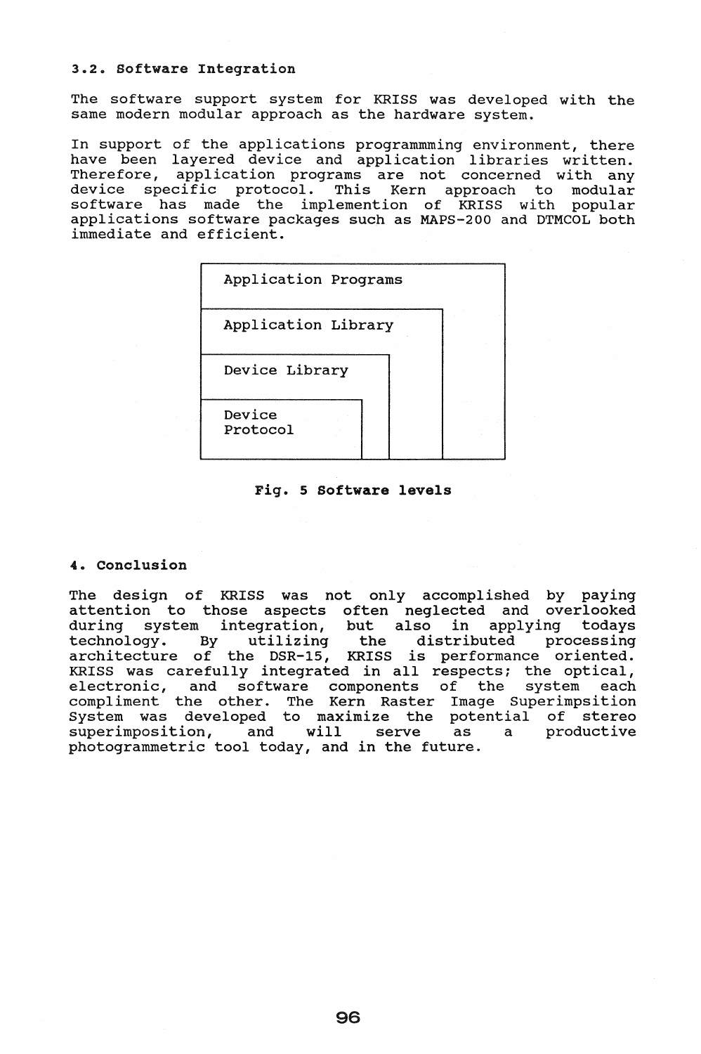### 3.2. Software Integration

The software support system for KRISS was developed with the same modern modular approach as the hardware system.

In support of the applications programmming environment, there have been layered device and application libraries written. Therefore, application programs are not concerned with any device specific protocol. This Kern approach to modular software has made the implemention of KRISS with popular applications software packages such as MAPS-200 and DTMCOL both immediate and efficient.

Application Programs

Application Library

Device Library

Device Protocol

**Fig. 5 Software levels**

## 4. Conclusion

The design of KRISS was not only accomplished by paying attention to those aspects often neglected and overlooked during system integration, but also in applying todays technology. By utilizing the distributed processing architecture of the DSR-15, KRISS is performance oriented. KRISS was carefully integrated in all respects; the optical, electronic, and software components of the system each compliment the other. The Kern Raster Image Superimpsition System was developed to maximize the potential of stereo superimposition, and will serve as a productive photogrammetric tool today, and in the future.